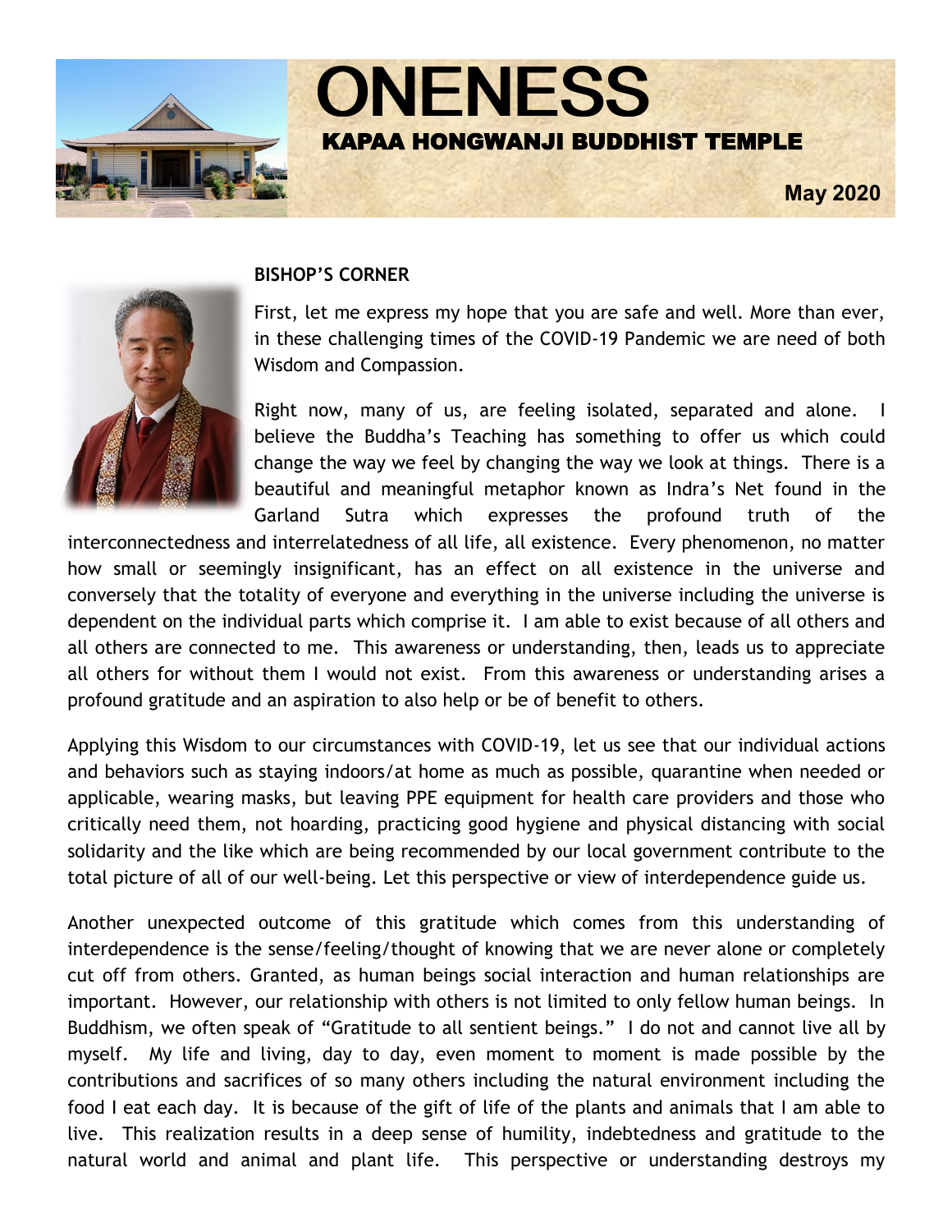# ONENESS

## KAPAA HONGWANJI BUDDHIST TEMPLE

**May 2020**

**BISHOP'S CORNER**

First, let me express my hope that you are safe and well. More than ever, in these challenging times of the COVID-19 Pandemic we are need of both Wisdom and Compassion.

Right now, many of us, are feeling isolated, separated and alone. I believe the Buddha's Teaching has something to offer us which could change the way we feel by changing the way we look at things. There is a beautiful and meaningful metaphor known as Indra's Net found in the Garland Sutra which expresses the profound truth of the interconnectedness and interrelatedness of all life, all existence. Every phenomenon, no matter how small or seemingly insignificant, has an effect on all existence in the universe and conversely that the totality of everyone and everything in the universe including the universe is dependent on the individual parts which comprise it. I am able to exist because of all others and all others are connected to me. This awareness or understanding, then, leads us to appreciate all others for without them I would not exist. From this awareness or understanding arises a profound gratitude and an aspiration to also help or be of benefit to others.

Applying this Wisdom to our circumstances with COVID-19, let us see that our individual actions and behaviors such as staying indoors/at home as much as possible, quarantine when needed or applicable, wearing masks, but leaving PPE equipment for health care providers and those who critically need them, not hoarding, practicing good hygiene and physical distancing with social solidarity and the like which are being recommended by our local government contribute to the total picture of all of our well-being. Let this perspective or view of interdependence guide us.

Another unexpected outcome of this gratitude which comes from this understanding of interdependence is the sense/feeling/thought of knowing that we are never alone or completely cut off from others. Granted, as human beings social interaction and human relationships are important. However, our relationship with others is not limited to only fellow human beings. In Buddhism, we often speak of "Gratitude to all sentient beings." I do not and cannot live all by myself. My life and living, day to day, even moment to moment is made possible by the contributions and sacrifices of so many others including the natural environment including the food I eat each day. It is because of the gift of life of the plants and animals that I am able to live. This realization results in a deep sense of humility, indebtedness and gratitude to the natural world and animal and plant life. This perspective or understanding destroys my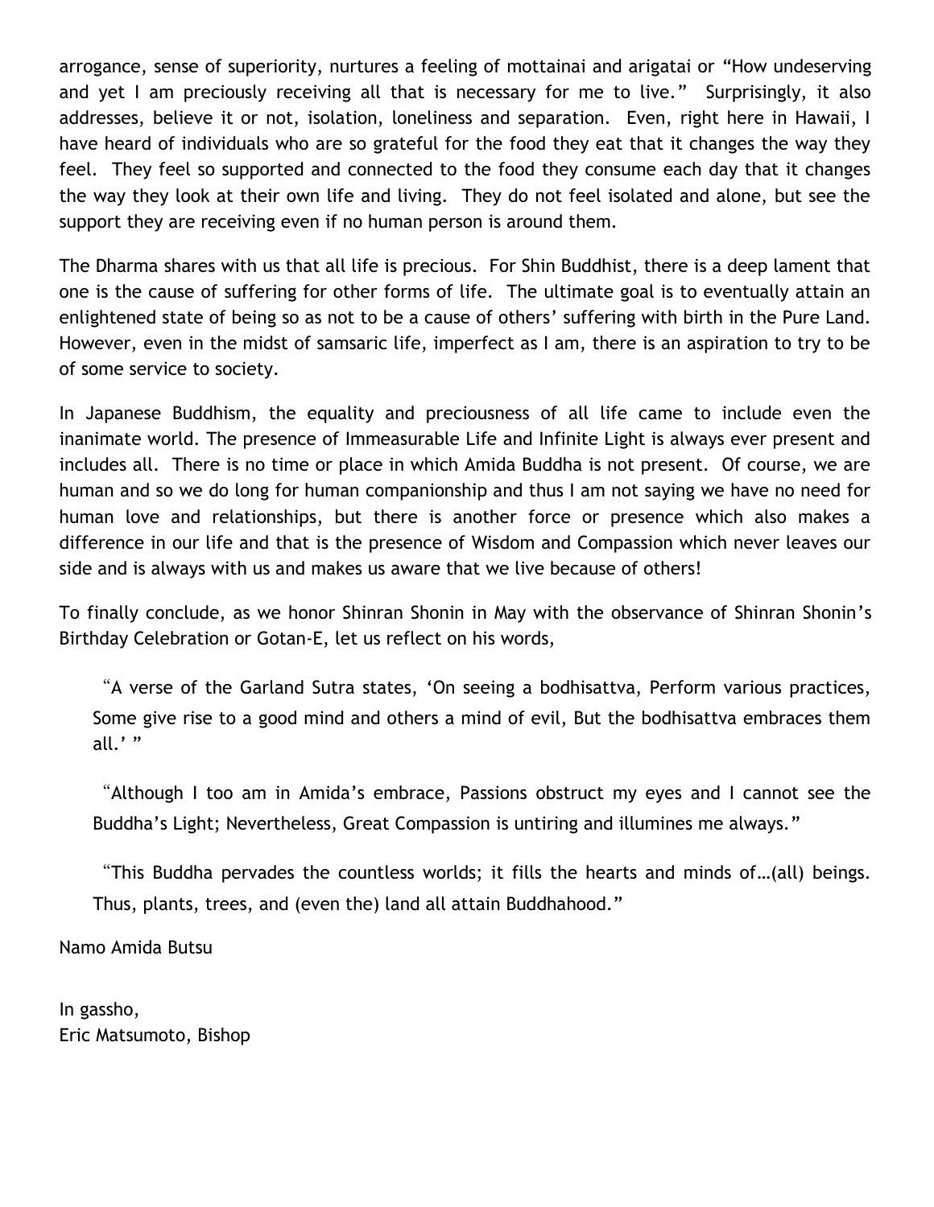arrogance, sense of superiority, nurtures a feeling of mottainai and arigatai or "How undeserving and yet I am preciously receiving all that is necessary for me to live." Surprisingly, it also addresses, believe it or not, isolation, loneliness and separation. Even, right here in Hawaii, I have heard of individuals who are so grateful for the food they eat that it changes the way they feel. They feel so supported and connected to the food they consume each day that it changes the way they look at their own life and living. They do not feel isolated and alone, but see the support they are receiving even if no human person is around them.

The Dharma shares with us that all life is precious. For Shin Buddhist, there is a deep lament that one is the cause of suffering for other forms of life. The ultimate goal is to eventually attain an enlightened state of being so as not to be a cause of others' suffering with birth in the Pure Land. However, even in the midst of samsaric life, imperfect as I am, there is an aspiration to try to be of some service to society.

In Japanese Buddhism, the equality and preciousness of all life came to include even the inanimate world. The presence of Immeasurable Life and Infinite Light is always ever present and includes all. There is no time or place in which Amida Buddha is not present. Of course, we are human and so we do long for human companionship and thus I am not saying we have no need for human love and relationships, but there is another force or presence which also makes a difference in our life and that is the presence of Wisdom and Compassion which never leaves our side and is always with us and makes us aware that we live because of others!

To finally conclude, as we honor Shinran Shonin in May with the observance of Shinran Shonin's Birthday Celebration or Gotan-E, let us reflect on his words,

> "A verse of the Garland Sutra states, 'On seeing a bodhisattva, Perform various practices, Some give rise to a good mind and others a mind of evil, But the bodhisattva embraces them all.' "

> "Although I too am in Amida's embrace, Passions obstruct my eyes and I cannot see the Buddha's Light; Nevertheless, Great Compassion is untiring and illumines me always."

> "This Buddha pervades the countless worlds; it fills the hearts and minds of…(all) beings. Thus, plants, trees, and (even the) land all attain Buddhahood."

Namo Amida Butsu

In gassho,
Eric Matsumoto, Bishop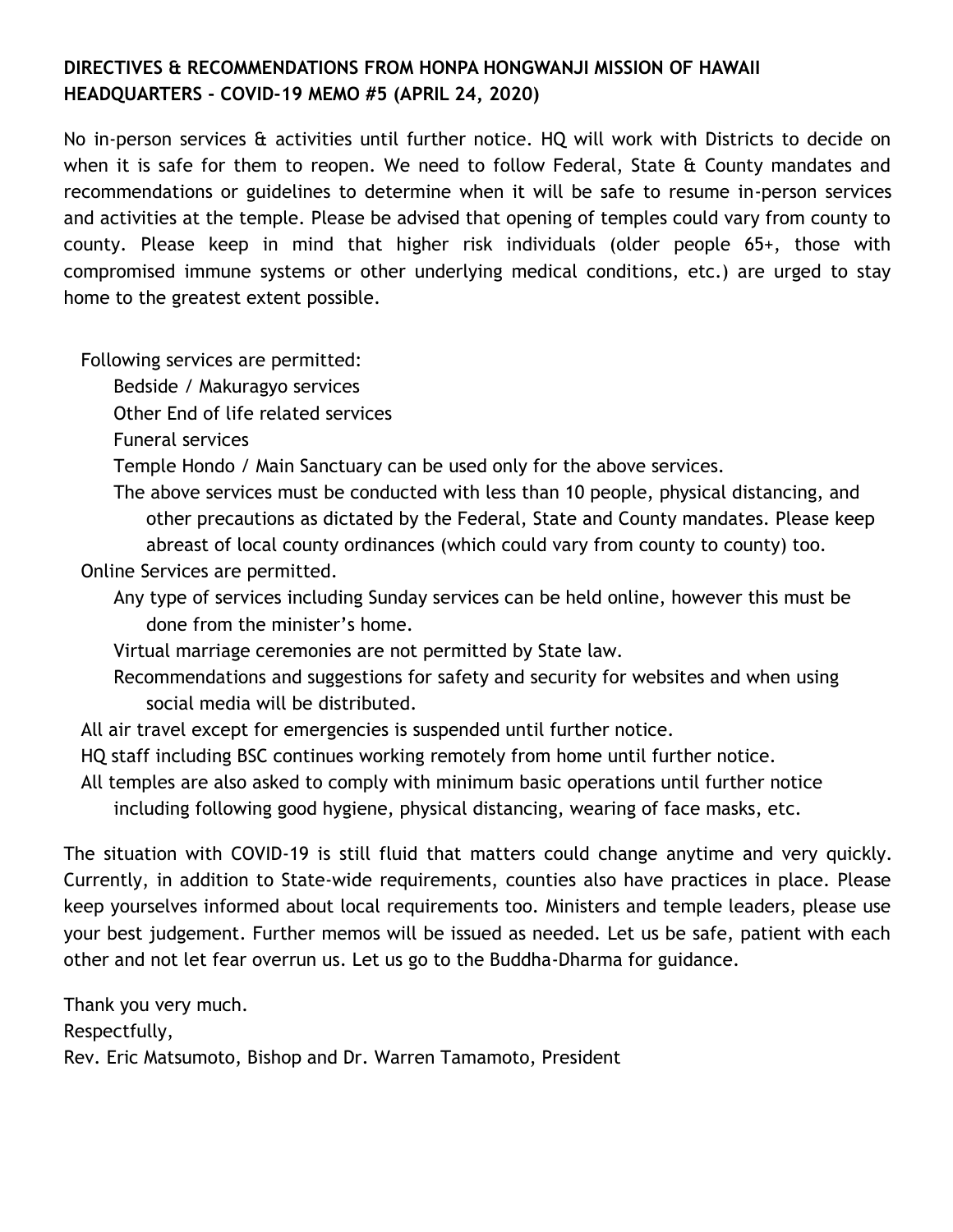**DIRECTIVES & RECOMMENDATIONS FROM HONPA HONGWANJI MISSION OF HAWAII HEADQUARTERS - COVID-19 MEMO #5 (APRIL 24, 2020)**

No in-person services & activities until further notice. HQ will work with Districts to decide on when it is safe for them to reopen. We need to follow Federal, State & County mandates and recommendations or guidelines to determine when it will be safe to resume in-person services and activities at the temple. Please be advised that opening of temples could vary from county to county. Please keep in mind that higher risk individuals (older people 65+, those with compromised immune systems or other underlying medical conditions, etc.) are urged to stay home to the greatest extent possible.

- Following services are permitted:
  - Bedside / Makuragyo services
  - Other End of life related services
  - Funeral services
  - Temple Hondo / Main Sanctuary can be used only for the above services.
  - The above services must be conducted with less than 10 people, physical distancing, and other precautions as dictated by the Federal, State and County mandates. Please keep abreast of local county ordinances (which could vary from county to county) too.
- Online Services are permitted.
  - Any type of services including Sunday services can be held online, however this must be done from the minister's home.
  - Virtual marriage ceremonies are not permitted by State law.
  - Recommendations and suggestions for safety and security for websites and when using social media will be distributed.
- All air travel except for emergencies is suspended until further notice.
- HQ staff including BSC continues working remotely from home until further notice.
- All temples are also asked to comply with minimum basic operations until further notice including following good hygiene, physical distancing, wearing of face masks, etc.

The situation with COVID-19 is still fluid that matters could change anytime and very quickly. Currently, in addition to State-wide requirements, counties also have practices in place. Please keep yourselves informed about local requirements too. Ministers and temple leaders, please use your best judgement. Further memos will be issued as needed. Let us be safe, patient with each other and not let fear overrun us. Let us go to the Buddha-Dharma for guidance.

Thank you very much.
Respectfully,
Rev. Eric Matsumoto, Bishop and Dr. Warren Tamamoto, President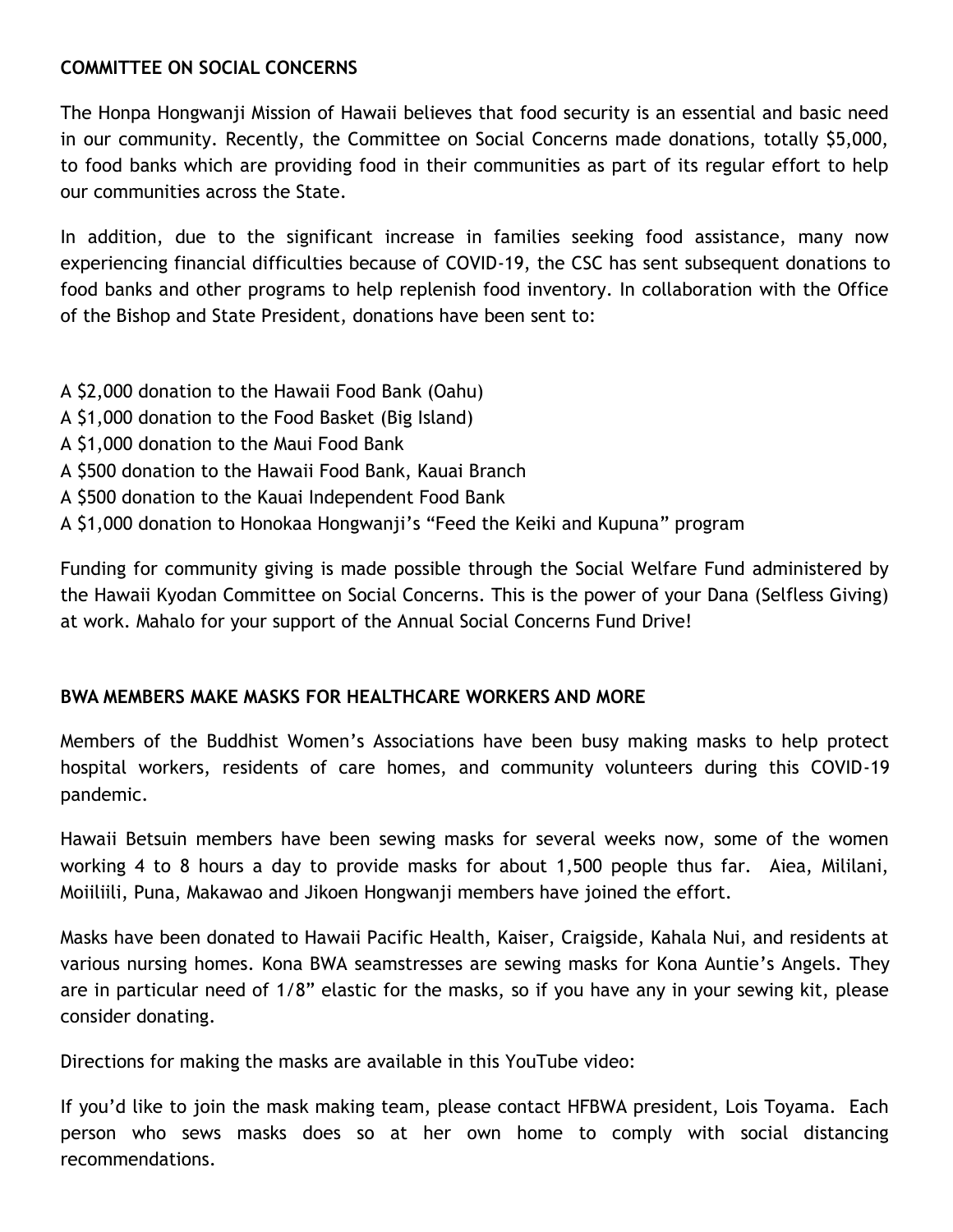**COMMITTEE ON SOCIAL CONCERNS**

The Honpa Hongwanji Mission of Hawaii believes that food security is an essential and basic need in our community. Recently, the Committee on Social Concerns made donations, totally $5,000, to food banks which are providing food in their communities as part of its regular effort to help our communities across the State.

In addition, due to the significant increase in families seeking food assistance, many now experiencing financial difficulties because of COVID-19, the CSC has sent subsequent donations to food banks and other programs to help replenish food inventory. In collaboration with the Office of the Bishop and State President, donations have been sent to:

A $2,000 donation to the Hawaii Food Bank (Oahu)
A $1,000 donation to the Food Basket (Big Island)
A $1,000 donation to the Maui Food Bank
A $500 donation to the Hawaii Food Bank, Kauai Branch
A $500 donation to the Kauai Independent Food Bank
A $1,000 donation to Honokaa Hongwanji's "Feed the Keiki and Kupuna" program

Funding for community giving is made possible through the Social Welfare Fund administered by the Hawaii Kyodan Committee on Social Concerns. This is the power of your Dana (Selfless Giving) at work. Mahalo for your support of the Annual Social Concerns Fund Drive!

**BWA MEMBERS MAKE MASKS FOR HEALTHCARE WORKERS AND MORE**

Members of the Buddhist Women's Associations have been busy making masks to help protect hospital workers, residents of care homes, and community volunteers during this COVID-19 pandemic.

Hawaii Betsuin members have been sewing masks for several weeks now, some of the women working 4 to 8 hours a day to provide masks for about 1,500 people thus far. Aiea, Mililani, Moiiliili, Puna, Makawao and Jikoen Hongwanji members have joined the effort.

Masks have been donated to Hawaii Pacific Health, Kaiser, Craigside, Kahala Nui, and residents at various nursing homes. Kona BWA seamstresses are sewing masks for Kona Auntie's Angels. They are in particular need of 1/8" elastic for the masks, so if you have any in your sewing kit, please consider donating.

Directions for making the masks are available in this YouTube video:

If you'd like to join the mask making team, please contact HFBWA president, Lois Toyama. Each person who sews masks does so at her own home to comply with social distancing recommendations.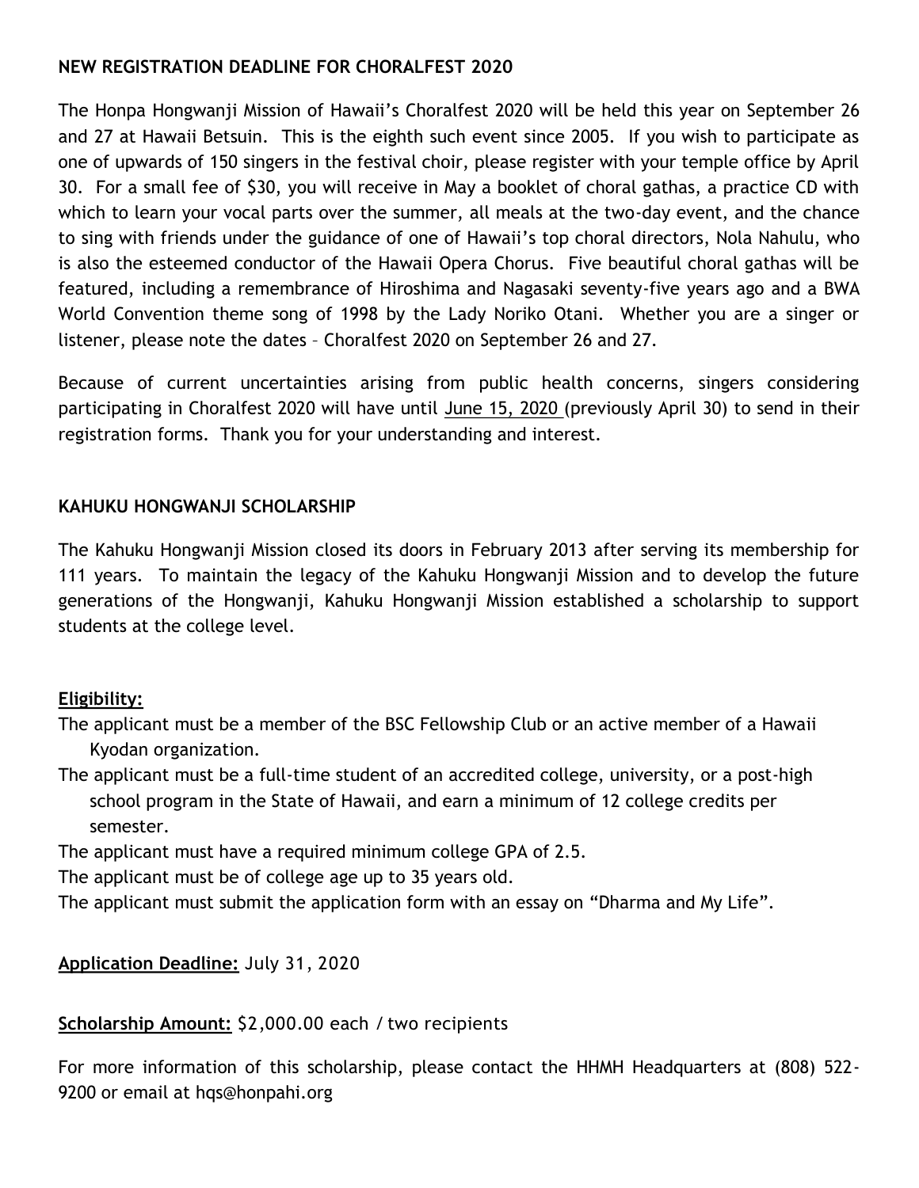**NEW REGISTRATION DEADLINE FOR CHORALFEST 2020**

The Honpa Hongwanji Mission of Hawaii's Choralfest 2020 will be held this year on September 26 and 27 at Hawaii Betsuin. This is the eighth such event since 2005. If you wish to participate as one of upwards of 150 singers in the festival choir, please register with your temple office by April 30. For a small fee of $30, you will receive in May a booklet of choral gathas, a practice CD with which to learn your vocal parts over the summer, all meals at the two-day event, and the chance to sing with friends under the guidance of one of Hawaii's top choral directors, Nola Nahulu, who is also the esteemed conductor of the Hawaii Opera Chorus. Five beautiful choral gathas will be featured, including a remembrance of Hiroshima and Nagasaki seventy-five years ago and a BWA World Convention theme song of 1998 by the Lady Noriko Otani. Whether you are a singer or listener, please note the dates – Choralfest 2020 on September 26 and 27.

Because of current uncertainties arising from public health concerns, singers considering participating in Choralfest 2020 will have until <u>June 15, 2020</u> (previously April 30) to send in their registration forms. Thank you for your understanding and interest.

**KAHUKU HONGWANJI SCHOLARSHIP**

The Kahuku Hongwanji Mission closed its doors in February 2013 after serving its membership for 111 years. To maintain the legacy of the Kahuku Hongwanji Mission and to develop the future generations of the Hongwanji, Kahuku Hongwanji Mission established a scholarship to support students at the college level.

**<u>Eligibility:</u>**

The applicant must be a member of the BSC Fellowship Club or an active member of a Hawaii Kyodan organization.

The applicant must be a full-time student of an accredited college, university, or a post-high school program in the State of Hawaii, and earn a minimum of 12 college credits per semester.

The applicant must have a required minimum college GPA of 2.5.

The applicant must be of college age up to 35 years old.

The applicant must submit the application form with an essay on "Dharma and My Life".

**<u>Application Deadline:</u>** July 31, 2020

**<u>Scholarship Amount:</u>** $2,000.00 each / two recipients

For more information of this scholarship, please contact the HHMH Headquarters at (808) 522-9200 or email at hqs@honpahi.org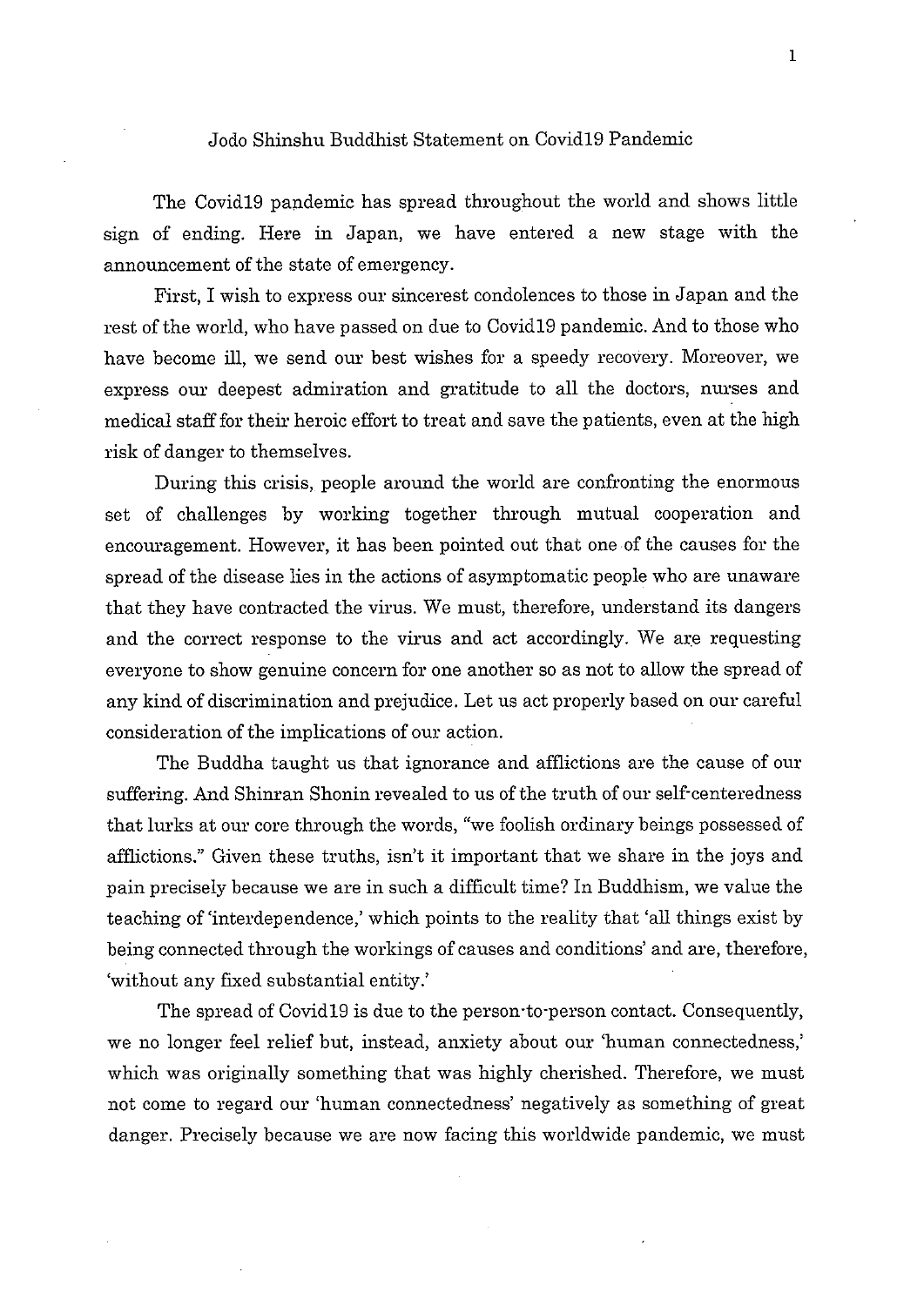# Jodo Shinshu Buddhist Statement on Covid19 Pandemic

The Covid19 pandemic has spread throughout the world and shows little sign of ending. Here in Japan, we have entered a new stage with the announcement of the state of emergency.

First, I wish to express our sincerest condolences to those in Japan and the rest of the world, who have passed on due to Covid19 pandemic. And to those who have become ill, we send our best wishes for a speedy recovery. Moreover, we express our deepest admiration and gratitude to all the doctors, nurses and medical staff for their heroic effort to treat and save the patients, even at the high risk of danger to themselves.

During this crisis, people around the world are confronting the enormous set of challenges by working together through mutual cooperation and encouragement. However, it has been pointed out that one of the causes for the spread of the disease lies in the actions of asymptomatic people who are unaware that they have contracted the virus. We must, therefore, understand its dangers and the correct response to the virus and act accordingly. We are requesting everyone to show genuine concern for one another so as not to allow the spread of any kind of discrimination and prejudice. Let us act properly based on our careful consideration of the implications of our action.

The Buddha taught us that ignorance and afflictions are the cause of our suffering. And Shinran Shonin revealed to us of the truth of our self-centeredness that lurks at our core through the words, "we foolish ordinary beings possessed of afflictions." Given these truths, isn't it important that we share in the joys and pain precisely because we are in such a difficult time? In Buddhism, we value the teaching of 'interdependence,' which points to the reality that 'all things exist by being connected through the workings of causes and conditions' and are, therefore, 'without any fixed substantial entity.'

The spread of Covid19 is due to the person-to-person contact. Consequently, we no longer feel relief but, instead, anxiety about our 'human connectedness,' which was originally something that was highly cherished. Therefore, we must not come to regard our 'human connectedness' negatively as something of great danger. Precisely because we are now facing this worldwide pandemic, we must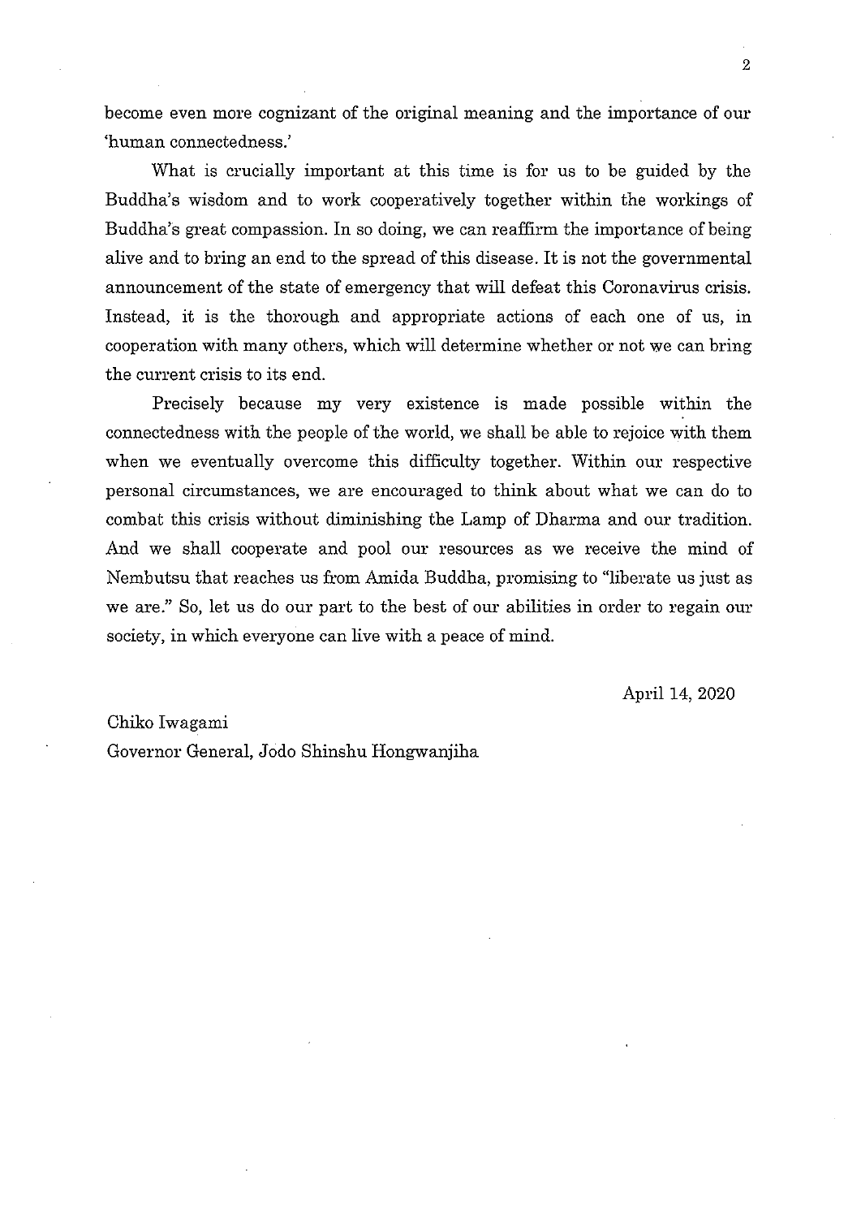become even more cognizant of the original meaning and the importance of our 'human connectedness.'

What is crucially important at this time is for us to be guided by the Buddha's wisdom and to work cooperatively together within the workings of Buddha's great compassion. In so doing, we can reaffirm the importance of being alive and to bring an end to the spread of this disease. It is not the governmental announcement of the state of emergency that will defeat this Coronavirus crisis. Instead, it is the thorough and appropriate actions of each one of us, in cooperation with many others, which will determine whether or not we can bring the current crisis to its end.

Precisely because my very existence is made possible within the connectedness with the people of the world, we shall be able to rejoice with them when we eventually overcome this difficulty together. Within our respective personal circumstances, we are encouraged to think about what we can do to combat this crisis without diminishing the Lamp of Dharma and our tradition. And we shall cooperate and pool our resources as we receive the mind of Nembutsu that reaches us from Amida Buddha, promising to "liberate us just as we are." So, let us do our part to the best of our abilities in order to regain our society, in which everyone can live with a peace of mind.

April 14, 2020

Chiko Iwagami
Governor General, Jodo Shinshu Hongwanjiha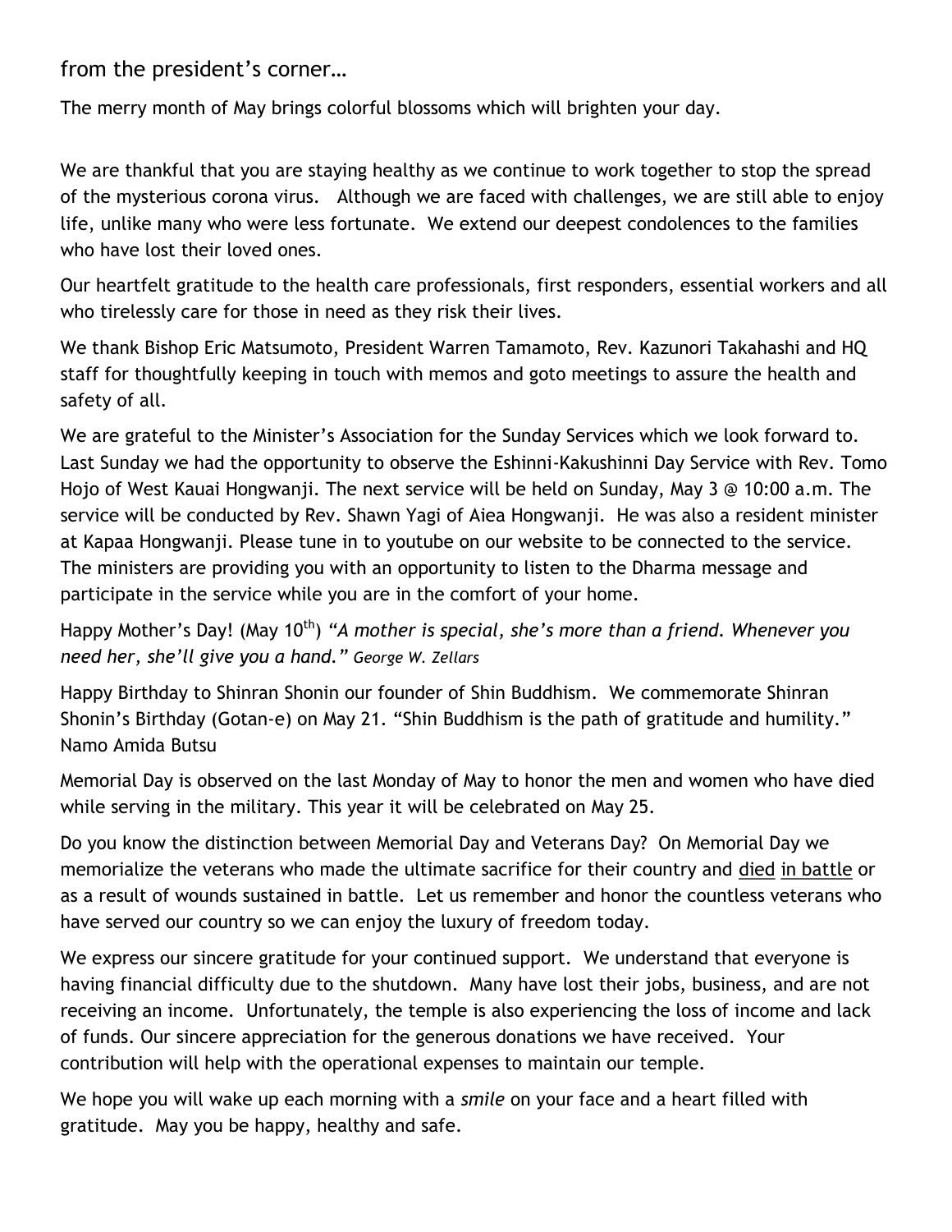## from the president's corner…

The merry month of May brings colorful blossoms which will brighten your day.

We are thankful that you are staying healthy as we continue to work together to stop the spread of the mysterious corona virus. Although we are faced with challenges, we are still able to enjoy life, unlike many who were less fortunate. We extend our deepest condolences to the families who have lost their loved ones.

Our heartfelt gratitude to the health care professionals, first responders, essential workers and all who tirelessly care for those in need as they risk their lives.

We thank Bishop Eric Matsumoto, President Warren Tamamoto, Rev. Kazunori Takahashi and HQ staff for thoughtfully keeping in touch with memos and goto meetings to assure the health and safety of all.

We are grateful to the Minister's Association for the Sunday Services which we look forward to. Last Sunday we had the opportunity to observe the Eshinni-Kakushinni Day Service with Rev. Tomo Hojo of West Kauai Hongwanji. The next service will be held on Sunday, May 3 @ 10:00 a.m. The service will be conducted by Rev. Shawn Yagi of Aiea Hongwanji. He was also a resident minister at Kapaa Hongwanji. Please tune in to youtube on our website to be connected to the service. The ministers are providing you with an opportunity to listen to the Dharma message and participate in the service while you are in the comfort of your home.

Happy Mother's Day! (May 10th) *"A mother is special, she's more than a friend. Whenever you need her, she'll give you a hand." George W. Zellars*

Happy Birthday to Shinran Shonin our founder of Shin Buddhism. We commemorate Shinran Shonin's Birthday (Gotan-e) on May 21. "Shin Buddhism is the path of gratitude and humility." Namo Amida Butsu

Memorial Day is observed on the last Monday of May to honor the men and women who have died while serving in the military. This year it will be celebrated on May 25.

Do you know the distinction between Memorial Day and Veterans Day? On Memorial Day we memorialize the veterans who made the ultimate sacrifice for their country and <u>died</u> <u>in battle</u> or as a result of wounds sustained in battle. Let us remember and honor the countless veterans who have served our country so we can enjoy the luxury of freedom today.

We express our sincere gratitude for your continued support. We understand that everyone is having financial difficulty due to the shutdown. Many have lost their jobs, business, and are not receiving an income. Unfortunately, the temple is also experiencing the loss of income and lack of funds. Our sincere appreciation for the generous donations we have received. Your contribution will help with the operational expenses to maintain our temple.

We hope you will wake up each morning with a *smile* on your face and a heart filled with gratitude. May you be happy, healthy and safe.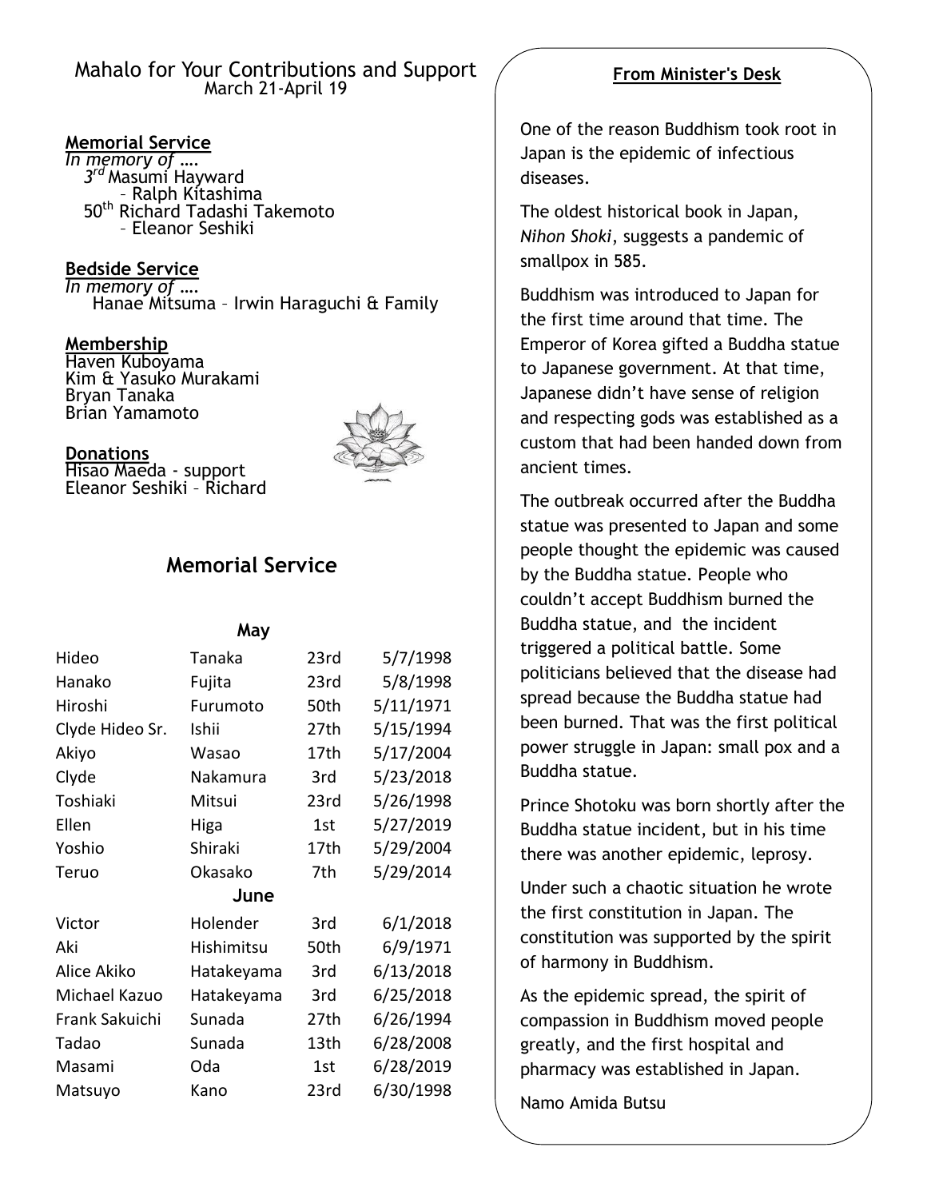## Mahalo for Your Contributions and Support

March 21-April 19

**Memorial Service**

*In memory of ….*

3rd Masumi Hayward
– Ralph Kitashima

50th Richard Tadashi Takemoto
– Eleanor Seshiki

**Bedside Service**

*In memory of ….*

Hanae Mitsuma – Irwin Haraguchi & Family

**Membership**

Haven Kuboyama
Kim & Yasuko Murakami
Bryan Tanaka
Brian Yamamoto

**Donations**

Hisao Maeda - support
Eleanor Seshiki – Richard

## Memorial Service

| | | | |
|---|---|---|---|
| **May** | | | |
| Hideo | Tanaka | 23rd | 5/7/1998 |
| Hanako | Fujita | 23rd | 5/8/1998 |
| Hiroshi | Furumoto | 50th | 5/11/1971 |
| Clyde Hideo Sr. | Ishii | 27th | 5/15/1994 |
| Akiyo | Wasao | 17th | 5/17/2004 |
| Clyde | Nakamura | 3rd | 5/23/2018 |
| Toshiaki | Mitsui | 23rd | 5/26/1998 |
| Ellen | Higa | 1st | 5/27/2019 |
| Yoshio | Shiraki | 17th | 5/29/2004 |
| Teruo | Okasako | 7th | 5/29/2014 |
| **June** | | | |
| Victor | Holender | 3rd | 6/1/2018 |
| Aki | Hishimitsu | 50th | 6/9/1971 |
| Alice Akiko | Hatakeyama | 3rd | 6/13/2018 |
| Michael Kazuo | Hatakeyama | 3rd | 6/25/2018 |
| Frank Sakuichi | Sunada | 27th | 6/26/1994 |
| Tadao | Sunada | 13th | 6/28/2008 |
| Masami | Oda | 1st | 6/28/2019 |
| Matsuyo | Kano | 23rd | 6/30/1998 |

### From Minister's Desk

One of the reason Buddhism took root in Japan is the epidemic of infectious diseases.

The oldest historical book in Japan, *Nihon Shoki*, suggests a pandemic of smallpox in 585.

Buddhism was introduced to Japan for the first time around that time. The Emperor of Korea gifted a Buddha statue to Japanese government. At that time, Japanese didn't have sense of religion and respecting gods was established as a custom that had been handed down from ancient times.

The outbreak occurred after the Buddha statue was presented to Japan and some people thought the epidemic was caused by the Buddha statue. People who couldn't accept Buddhism burned the Buddha statue, and the incident triggered a political battle. Some politicians believed that the disease had spread because the Buddha statue had been burned. That was the first political power struggle in Japan: small pox and a Buddha statue.

Prince Shotoku was born shortly after the Buddha statue incident, but in his time there was another epidemic, leprosy.

Under such a chaotic situation he wrote the first constitution in Japan. The constitution was supported by the spirit of harmony in Buddhism.

As the epidemic spread, the spirit of compassion in Buddhism moved people greatly, and the first hospital and pharmacy was established in Japan.

Namo Amida Butsu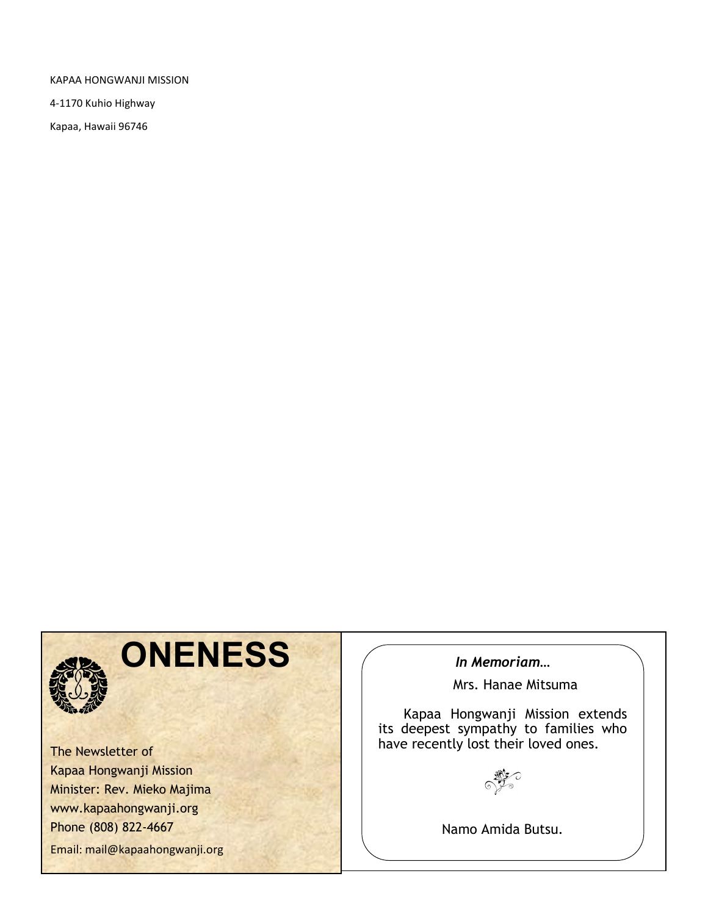KAPAA HONGWANJI MISSION

4-1170 Kuhio Highway

Kapaa, Hawaii 96746

# ONENESS

The Newsletter of
Kapaa Hongwanji Mission
Minister: Rev. Mieko Majima
www.kapaahongwanji.org
Phone (808) 822-4667
Email: mail@kapaahongwanji.org

***In Memoriam…***

Mrs. Hanae Mitsuma

Kapaa Hongwanji Mission extends its deepest sympathy to families who have recently lost their loved ones.

Namo Amida Butsu.